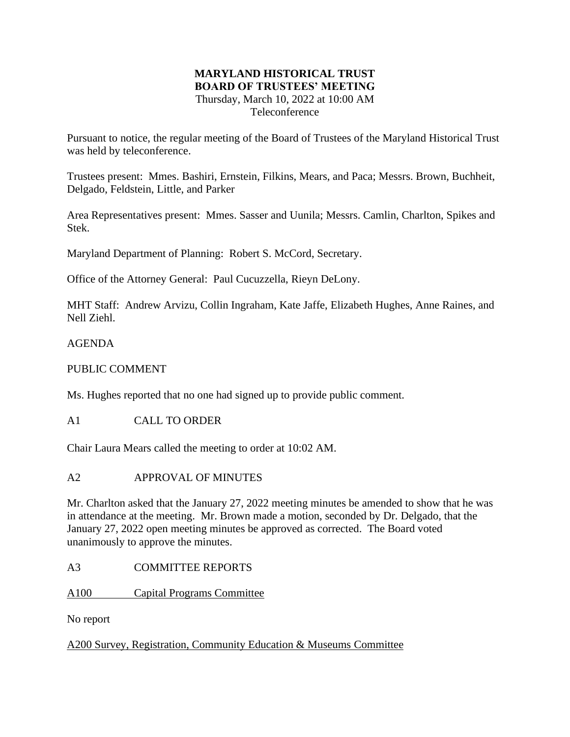# MARYLAND HISTORICAL TRUST
## BOARD OF TRUSTEES' MEETING

Thursday, March 10, 2022 at 10:00 AM
Teleconference

Pursuant to notice, the regular meeting of the Board of Trustees of the Maryland Historical Trust was held by teleconference.

Trustees present: Mmes. Bashiri, Ernstein, Filkins, Mears, and Paca; Messrs. Brown, Buchheit, Delgado, Feldstein, Little, and Parker

Area Representatives present: Mmes. Sasser and Uunila; Messrs. Camlin, Charlton, Spikes and Stek.

Maryland Department of Planning: Robert S. McCord, Secretary.

Office of the Attorney General: Paul Cucuzzella, Rieyn DeLony.

MHT Staff: Andrew Arvizu, Collin Ingraham, Kate Jaffe, Elizabeth Hughes, Anne Raines, and Nell Ziehl.

AGENDA

PUBLIC COMMENT

Ms. Hughes reported that no one had signed up to provide public comment.

A1 CALL TO ORDER

Chair Laura Mears called the meeting to order at 10:02 AM.

A2 APPROVAL OF MINUTES

Mr. Charlton asked that the January 27, 2022 meeting minutes be amended to show that he was in attendance at the meeting. Mr. Brown made a motion, seconded by Dr. Delgado, that the January 27, 2022 open meeting minutes be approved as corrected. The Board voted unanimously to approve the minutes.

A3 COMMITTEE REPORTS

A100 Capital Programs Committee

No report

A200 Survey, Registration, Community Education & Museums Committee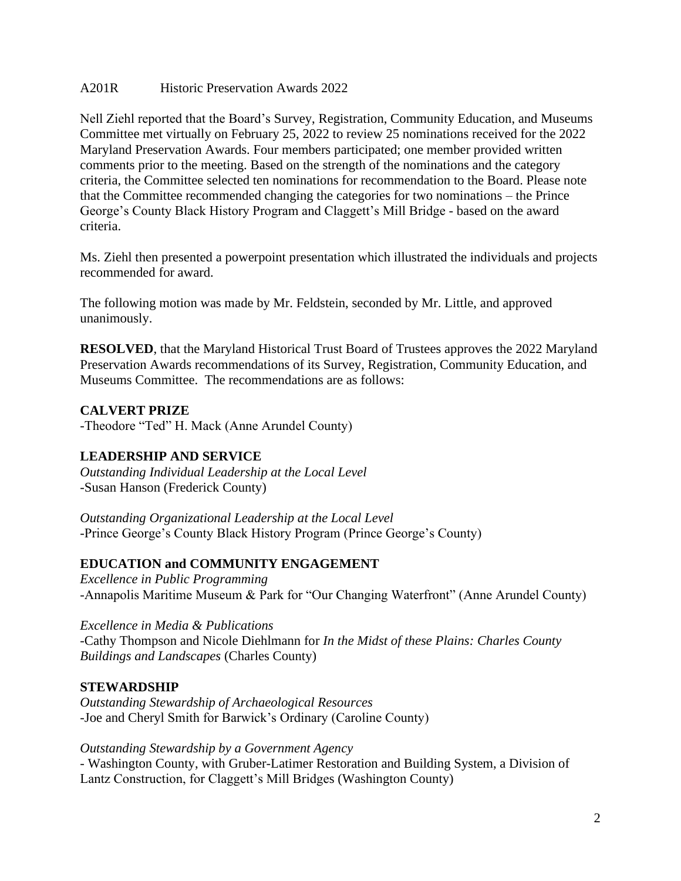A201R Historic Preservation Awards 2022

Nell Ziehl reported that the Board's Survey, Registration, Community Education, and Museums Committee met virtually on February 25, 2022 to review 25 nominations received for the 2022 Maryland Preservation Awards. Four members participated; one member provided written comments prior to the meeting. Based on the strength of the nominations and the category criteria, the Committee selected ten nominations for recommendation to the Board. Please note that the Committee recommended changing the categories for two nominations – the Prince George's County Black History Program and Claggett's Mill Bridge - based on the award criteria.

Ms. Ziehl then presented a powerpoint presentation which illustrated the individuals and projects recommended for award.

The following motion was made by Mr. Feldstein, seconded by Mr. Little, and approved unanimously.

**RESOLVED**, that the Maryland Historical Trust Board of Trustees approves the 2022 Maryland Preservation Awards recommendations of its Survey, Registration, Community Education, and Museums Committee. The recommendations are as follows:

**CALVERT PRIZE**
-Theodore "Ted" H. Mack (Anne Arundel County)

**LEADERSHIP AND SERVICE**
*Outstanding Individual Leadership at the Local Level*
-Susan Hanson (Frederick County)

*Outstanding Organizational Leadership at the Local Level*
-Prince George's County Black History Program (Prince George's County)

**EDUCATION and COMMUNITY ENGAGEMENT**
*Excellence in Public Programming*
-Annapolis Maritime Museum & Park for "Our Changing Waterfront" (Anne Arundel County)

*Excellence in Media & Publications*
-Cathy Thompson and Nicole Diehlmann for *In the Midst of these Plains: Charles County Buildings and Landscapes* (Charles County)

**STEWARDSHIP**
*Outstanding Stewardship of Archaeological Resources*
-Joe and Cheryl Smith for Barwick's Ordinary (Caroline County)

*Outstanding Stewardship by a Government Agency*
- Washington County, with Gruber-Latimer Restoration and Building System, a Division of Lantz Construction, for Claggett's Mill Bridges (Washington County)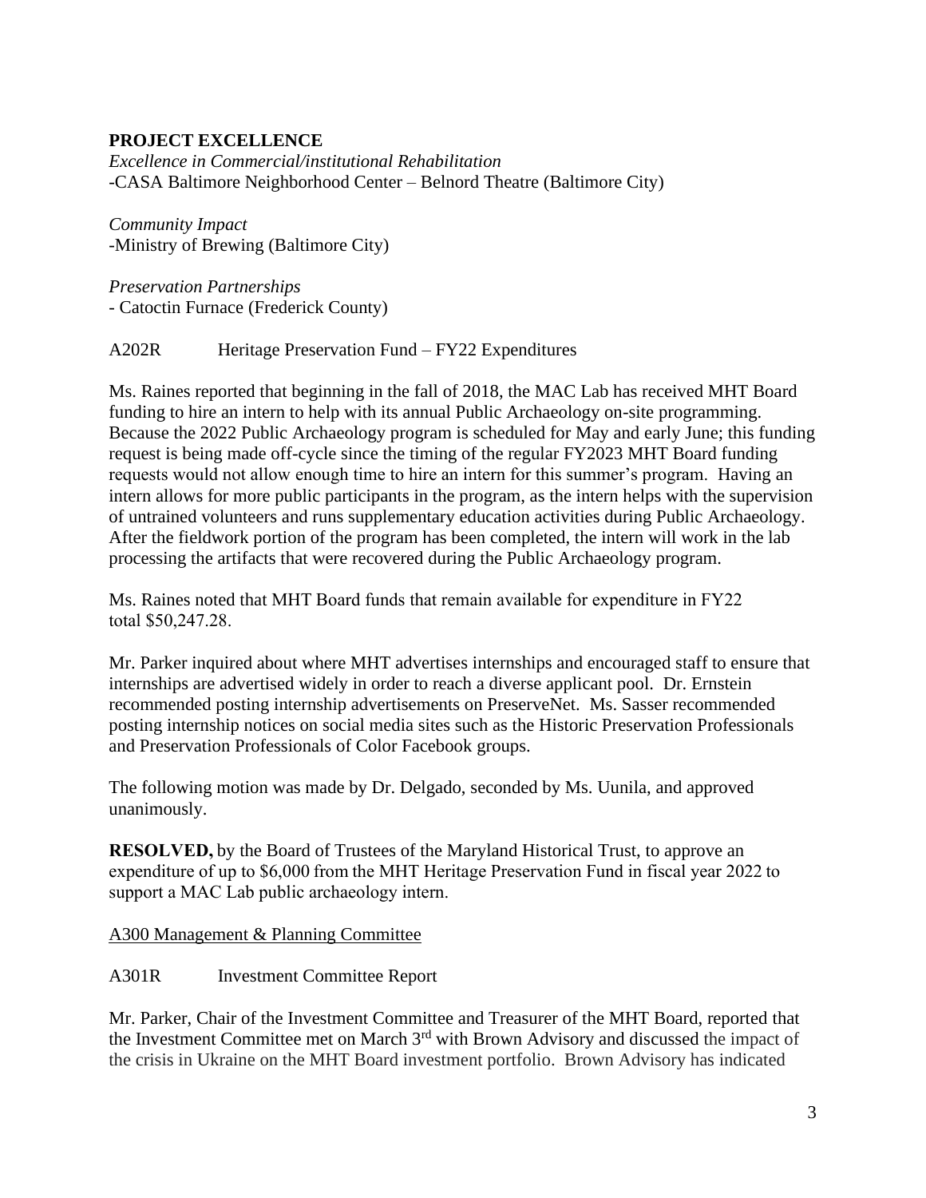**PROJECT EXCELLENCE**

*Excellence in Commercial/institutional Rehabilitation*
-CASA Baltimore Neighborhood Center – Belnord Theatre (Baltimore City)

*Community Impact*
-Ministry of Brewing (Baltimore City)

*Preservation Partnerships*
- Catoctin Furnace (Frederick County)

A202R Heritage Preservation Fund – FY22 Expenditures

Ms. Raines reported that beginning in the fall of 2018, the MAC Lab has received MHT Board funding to hire an intern to help with its annual Public Archaeology on-site programming. Because the 2022 Public Archaeology program is scheduled for May and early June; this funding request is being made off-cycle since the timing of the regular FY2023 MHT Board funding requests would not allow enough time to hire an intern for this summer's program. Having an intern allows for more public participants in the program, as the intern helps with the supervision of untrained volunteers and runs supplementary education activities during Public Archaeology. After the fieldwork portion of the program has been completed, the intern will work in the lab processing the artifacts that were recovered during the Public Archaeology program.

Ms. Raines noted that MHT Board funds that remain available for expenditure in FY22 total $50,247.28.

Mr. Parker inquired about where MHT advertises internships and encouraged staff to ensure that internships are advertised widely in order to reach a diverse applicant pool. Dr. Ernstein recommended posting internship advertisements on PreserveNet. Ms. Sasser recommended posting internship notices on social media sites such as the Historic Preservation Professionals and Preservation Professionals of Color Facebook groups.

The following motion was made by Dr. Delgado, seconded by Ms. Uunila, and approved unanimously.

**RESOLVED,** by the Board of Trustees of the Maryland Historical Trust, to approve an expenditure of up to $6,000 from the MHT Heritage Preservation Fund in fiscal year 2022 to support a MAC Lab public archaeology intern.

A300 Management & Planning Committee

A301R Investment Committee Report

Mr. Parker, Chair of the Investment Committee and Treasurer of the MHT Board, reported that the Investment Committee met on March 3rd with Brown Advisory and discussed the impact of the crisis in Ukraine on the MHT Board investment portfolio. Brown Advisory has indicated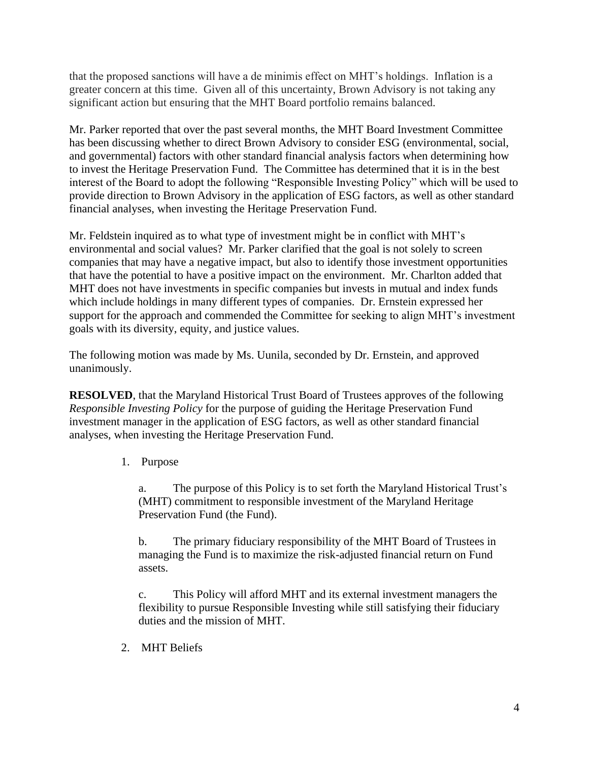that the proposed sanctions will have a de minimis effect on MHT's holdings. Inflation is a greater concern at this time. Given all of this uncertainty, Brown Advisory is not taking any significant action but ensuring that the MHT Board portfolio remains balanced.

Mr. Parker reported that over the past several months, the MHT Board Investment Committee has been discussing whether to direct Brown Advisory to consider ESG (environmental, social, and governmental) factors with other standard financial analysis factors when determining how to invest the Heritage Preservation Fund. The Committee has determined that it is in the best interest of the Board to adopt the following "Responsible Investing Policy" which will be used to provide direction to Brown Advisory in the application of ESG factors, as well as other standard financial analyses, when investing the Heritage Preservation Fund.

Mr. Feldstein inquired as to what type of investment might be in conflict with MHT's environmental and social values? Mr. Parker clarified that the goal is not solely to screen companies that may have a negative impact, but also to identify those investment opportunities that have the potential to have a positive impact on the environment. Mr. Charlton added that MHT does not have investments in specific companies but invests in mutual and index funds which include holdings in many different types of companies. Dr. Ernstein expressed her support for the approach and commended the Committee for seeking to align MHT's investment goals with its diversity, equity, and justice values.

The following motion was made by Ms. Uunila, seconded by Dr. Ernstein, and approved unanimously.

**RESOLVED**, that the Maryland Historical Trust Board of Trustees approves of the following *Responsible Investing Policy* for the purpose of guiding the Heritage Preservation Fund investment manager in the application of ESG factors, as well as other standard financial analyses, when investing the Heritage Preservation Fund.

1. Purpose

   a. The purpose of this Policy is to set forth the Maryland Historical Trust's (MHT) commitment to responsible investment of the Maryland Heritage Preservation Fund (the Fund).

   b. The primary fiduciary responsibility of the MHT Board of Trustees in managing the Fund is to maximize the risk-adjusted financial return on Fund assets.

   c. This Policy will afford MHT and its external investment managers the flexibility to pursue Responsible Investing while still satisfying their fiduciary duties and the mission of MHT.

2. MHT Beliefs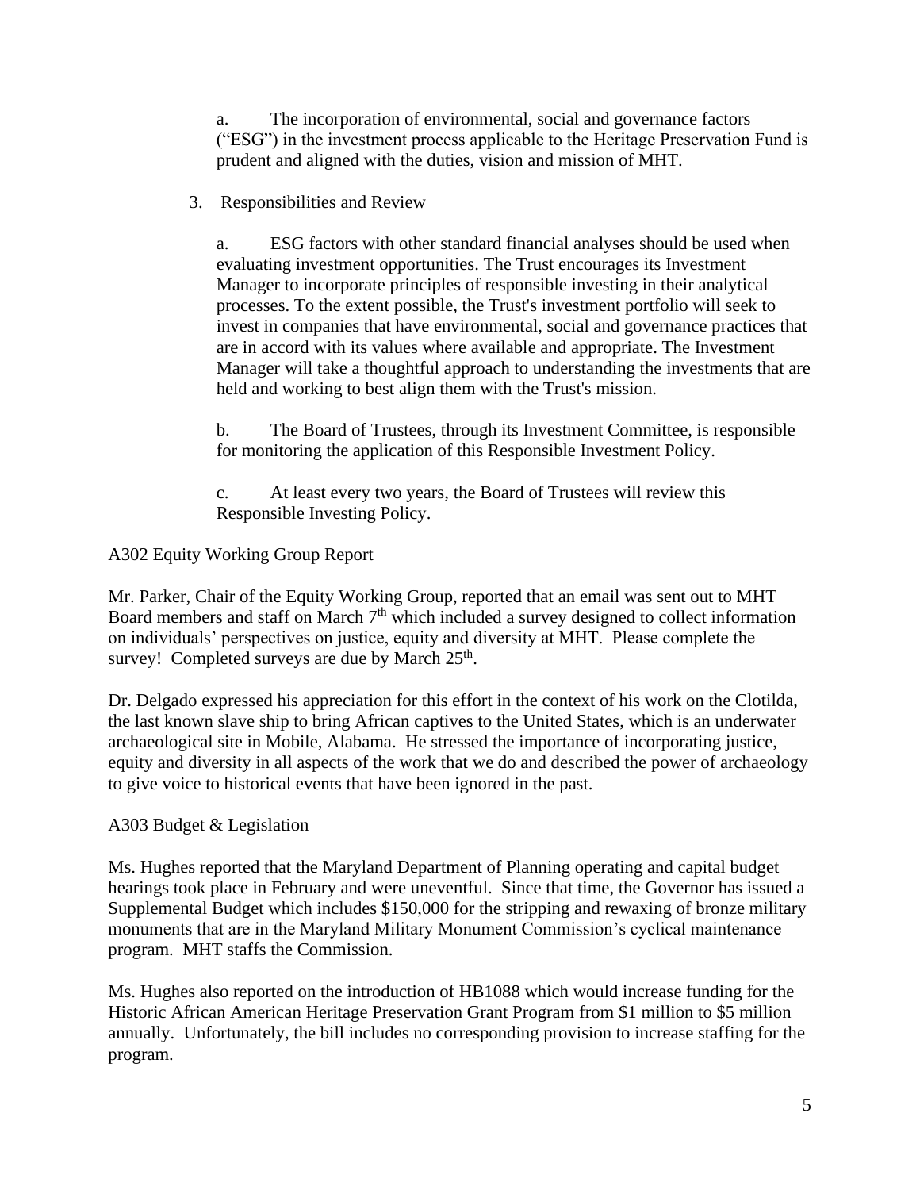a. The incorporation of environmental, social and governance factors ("ESG") in the investment process applicable to the Heritage Preservation Fund is prudent and aligned with the duties, vision and mission of MHT.

3. Responsibilities and Review

a. ESG factors with other standard financial analyses should be used when evaluating investment opportunities. The Trust encourages its Investment Manager to incorporate principles of responsible investing in their analytical processes. To the extent possible, the Trust's investment portfolio will seek to invest in companies that have environmental, social and governance practices that are in accord with its values where available and appropriate. The Investment Manager will take a thoughtful approach to understanding the investments that are held and working to best align them with the Trust's mission.

b. The Board of Trustees, through its Investment Committee, is responsible for monitoring the application of this Responsible Investment Policy.

c. At least every two years, the Board of Trustees will review this Responsible Investing Policy.

A302 Equity Working Group Report

Mr. Parker, Chair of the Equity Working Group, reported that an email was sent out to MHT Board members and staff on March 7th which included a survey designed to collect information on individuals' perspectives on justice, equity and diversity at MHT. Please complete the survey! Completed surveys are due by March 25th.

Dr. Delgado expressed his appreciation for this effort in the context of his work on the Clotilda, the last known slave ship to bring African captives to the United States, which is an underwater archaeological site in Mobile, Alabama. He stressed the importance of incorporating justice, equity and diversity in all aspects of the work that we do and described the power of archaeology to give voice to historical events that have been ignored in the past.

A303 Budget & Legislation

Ms. Hughes reported that the Maryland Department of Planning operating and capital budget hearings took place in February and were uneventful. Since that time, the Governor has issued a Supplemental Budget which includes $150,000 for the stripping and rewaxing of bronze military monuments that are in the Maryland Military Monument Commission's cyclical maintenance program. MHT staffs the Commission.

Ms. Hughes also reported on the introduction of HB1088 which would increase funding for the Historic African American Heritage Preservation Grant Program from $1 million to $5 million annually. Unfortunately, the bill includes no corresponding provision to increase staffing for the program.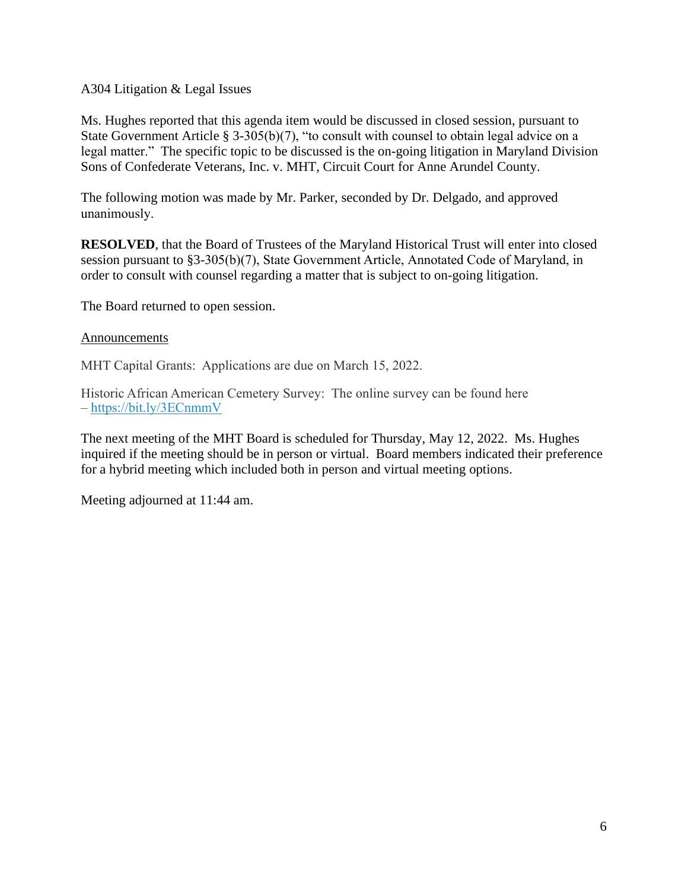A304 Litigation & Legal Issues

Ms. Hughes reported that this agenda item would be discussed in closed session, pursuant to State Government Article § 3-305(b)(7), "to consult with counsel to obtain legal advice on a legal matter." The specific topic to be discussed is the on-going litigation in Maryland Division Sons of Confederate Veterans, Inc. v. MHT, Circuit Court for Anne Arundel County.

The following motion was made by Mr. Parker, seconded by Dr. Delgado, and approved unanimously.

**RESOLVED**, that the Board of Trustees of the Maryland Historical Trust will enter into closed session pursuant to §3-305(b)(7), State Government Article, Annotated Code of Maryland, in order to consult with counsel regarding a matter that is subject to on-going litigation.

The Board returned to open session.

Announcements

MHT Capital Grants: Applications are due on March 15, 2022.

Historic African American Cemetery Survey: The online survey can be found here – https://bit.ly/3ECnmmV

The next meeting of the MHT Board is scheduled for Thursday, May 12, 2022. Ms. Hughes inquired if the meeting should be in person or virtual. Board members indicated their preference for a hybrid meeting which included both in person and virtual meeting options.

Meeting adjourned at 11:44 am.